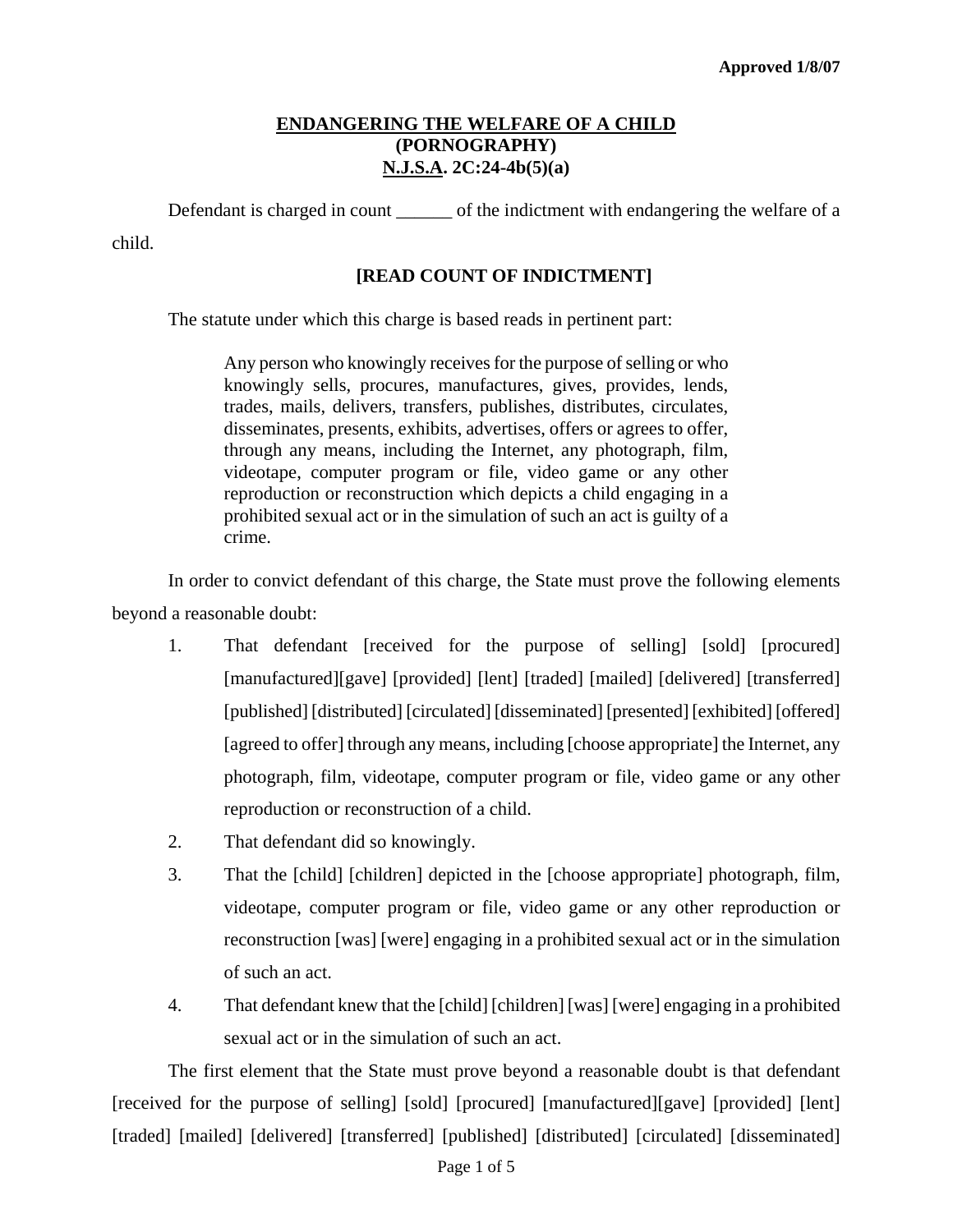Approved 1/8/07

## ENDANGERING THE WELFARE OF A CHILD
## (PORNOGRAPHY)
## N.J.S.A. 2C:24-4b(5)(a)

Defendant is charged in count ______ of the indictment with endangering the welfare of a child.

**[READ COUNT OF INDICTMENT]**

The statute under which this charge is based reads in pertinent part:

> Any person who knowingly receives for the purpose of selling or who knowingly sells, procures, manufactures, gives, provides, lends, trades, mails, delivers, transfers, publishes, distributes, circulates, disseminates, presents, exhibits, advertises, offers or agrees to offer, through any means, including the Internet, any photograph, film, videotape, computer program or file, video game or any other reproduction or reconstruction which depicts a child engaging in a prohibited sexual act or in the simulation of such an act is guilty of a crime.

In order to convict defendant of this charge, the State must prove the following elements beyond a reasonable doubt:

1. That defendant [received for the purpose of selling] [sold] [procured] [manufactured][gave] [provided] [lent] [traded] [mailed] [delivered] [transferred] [published] [distributed] [circulated] [disseminated] [presented] [exhibited] [offered] [agreed to offer] through any means, including [choose appropriate] the Internet, any photograph, film, videotape, computer program or file, video game or any other reproduction or reconstruction of a child.
2. That defendant did so knowingly.
3. That the [child] [children] depicted in the [choose appropriate] photograph, film, videotape, computer program or file, video game or any other reproduction or reconstruction [was] [were] engaging in a prohibited sexual act or in the simulation of such an act.
4. That defendant knew that the [child] [children] [was] [were] engaging in a prohibited sexual act or in the simulation of such an act.

The first element that the State must prove beyond a reasonable doubt is that defendant [received for the purpose of selling] [sold] [procured] [manufactured][gave] [provided] [lent] [traded] [mailed] [delivered] [transferred] [published] [distributed] [circulated] [disseminated]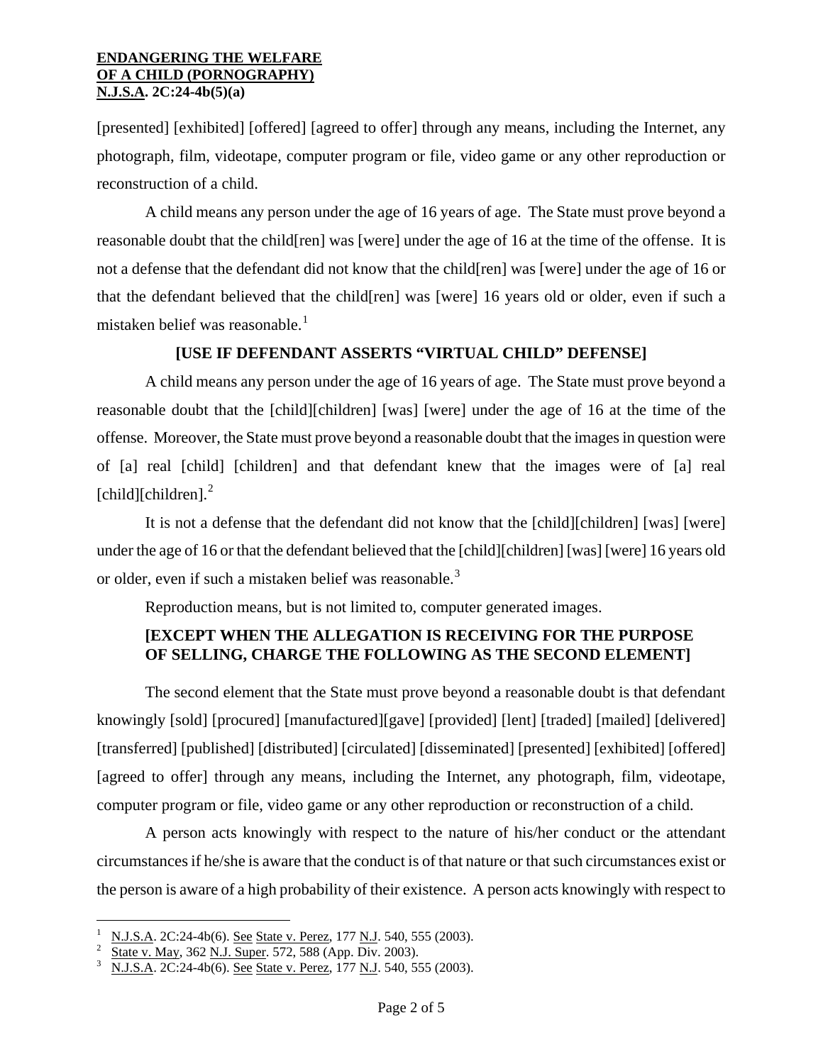[presented] [exhibited] [offered] [agreed to offer] through any means, including the Internet, any photograph, film, videotape, computer program or file, video game or any other reproduction or reconstruction of a child.

A child means any person under the age of 16 years of age. The State must prove beyond a reasonable doubt that the child[ren] was [were] under the age of 16 at the time of the offense. It is not a defense that the defendant did not know that the child[ren] was [were] under the age of 16 or that the defendant believed that the child[ren] was [were] 16 years old or older, even if such a mistaken belief was reasonable.[1]

**[USE IF DEFENDANT ASSERTS "VIRTUAL CHILD" DEFENSE]**

A child means any person under the age of 16 years of age. The State must prove beyond a reasonable doubt that the [child][children] [was] [were] under the age of 16 at the time of the offense. Moreover, the State must prove beyond a reasonable doubt that the images in question were of [a] real [child] [children] and that defendant knew that the images were of [a] real [child][children].[2]

It is not a defense that the defendant did not know that the [child][children] [was] [were] under the age of 16 or that the defendant believed that the [child][children] [was] [were] 16 years old or older, even if such a mistaken belief was reasonable.[3]

Reproduction means, but is not limited to, computer generated images.

**[EXCEPT WHEN THE ALLEGATION IS RECEIVING FOR THE PURPOSE OF SELLING, CHARGE THE FOLLOWING AS THE SECOND ELEMENT]**

The second element that the State must prove beyond a reasonable doubt is that defendant knowingly [sold] [procured] [manufactured][gave] [provided] [lent] [traded] [mailed] [delivered] [transferred] [published] [distributed] [circulated] [disseminated] [presented] [exhibited] [offered] [agreed to offer] through any means, including the Internet, any photograph, film, videotape, computer program or file, video game or any other reproduction or reconstruction of a child.

A person acts knowingly with respect to the nature of his/her conduct or the attendant circumstances if he/she is aware that the conduct is of that nature or that such circumstances exist or the person is aware of a high probability of their existence. A person acts knowingly with respect to

---

1 N.J.S.A. 2C:24-4b(6). See State v. Perez, 177 N.J. 540, 555 (2003).

2 State v. May, 362 N.J. Super. 572, 588 (App. Div. 2003).

3 N.J.S.A. 2C:24-4b(6). See State v. Perez, 177 N.J. 540, 555 (2003).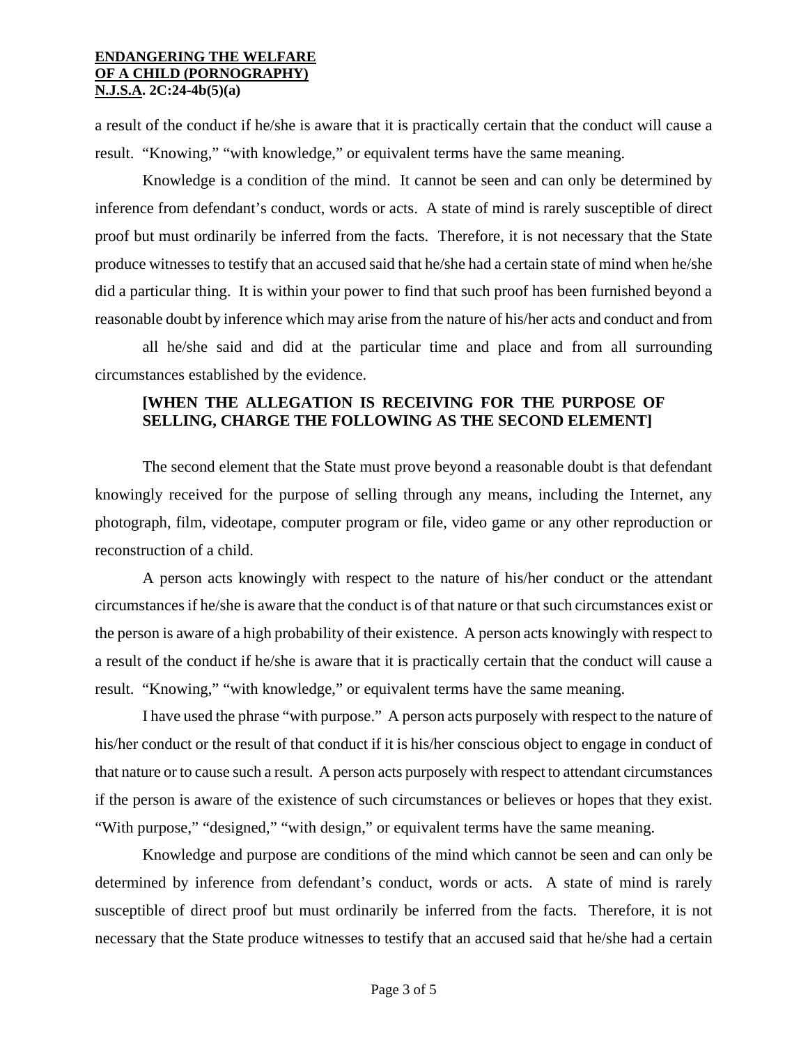a result of the conduct if he/she is aware that it is practically certain that the conduct will cause a result. "Knowing," "with knowledge," or equivalent terms have the same meaning.

Knowledge is a condition of the mind. It cannot be seen and can only be determined by inference from defendant's conduct, words or acts. A state of mind is rarely susceptible of direct proof but must ordinarily be inferred from the facts. Therefore, it is not necessary that the State produce witnesses to testify that an accused said that he/she had a certain state of mind when he/she did a particular thing. It is within your power to find that such proof has been furnished beyond a reasonable doubt by inference which may arise from the nature of his/her acts and conduct and from

all he/she said and did at the particular time and place and from all surrounding circumstances established by the evidence.

**[WHEN THE ALLEGATION IS RECEIVING FOR THE PURPOSE OF SELLING, CHARGE THE FOLLOWING AS THE SECOND ELEMENT]**

The second element that the State must prove beyond a reasonable doubt is that defendant knowingly received for the purpose of selling through any means, including the Internet, any photograph, film, videotape, computer program or file, video game or any other reproduction or reconstruction of a child.

A person acts knowingly with respect to the nature of his/her conduct or the attendant circumstances if he/she is aware that the conduct is of that nature or that such circumstances exist or the person is aware of a high probability of their existence. A person acts knowingly with respect to a result of the conduct if he/she is aware that it is practically certain that the conduct will cause a result. "Knowing," "with knowledge," or equivalent terms have the same meaning.

I have used the phrase "with purpose." A person acts purposely with respect to the nature of his/her conduct or the result of that conduct if it is his/her conscious object to engage in conduct of that nature or to cause such a result. A person acts purposely with respect to attendant circumstances if the person is aware of the existence of such circumstances or believes or hopes that they exist. "With purpose," "designed," "with design," or equivalent terms have the same meaning.

Knowledge and purpose are conditions of the mind which cannot be seen and can only be determined by inference from defendant's conduct, words or acts. A state of mind is rarely susceptible of direct proof but must ordinarily be inferred from the facts. Therefore, it is not necessary that the State produce witnesses to testify that an accused said that he/she had a certain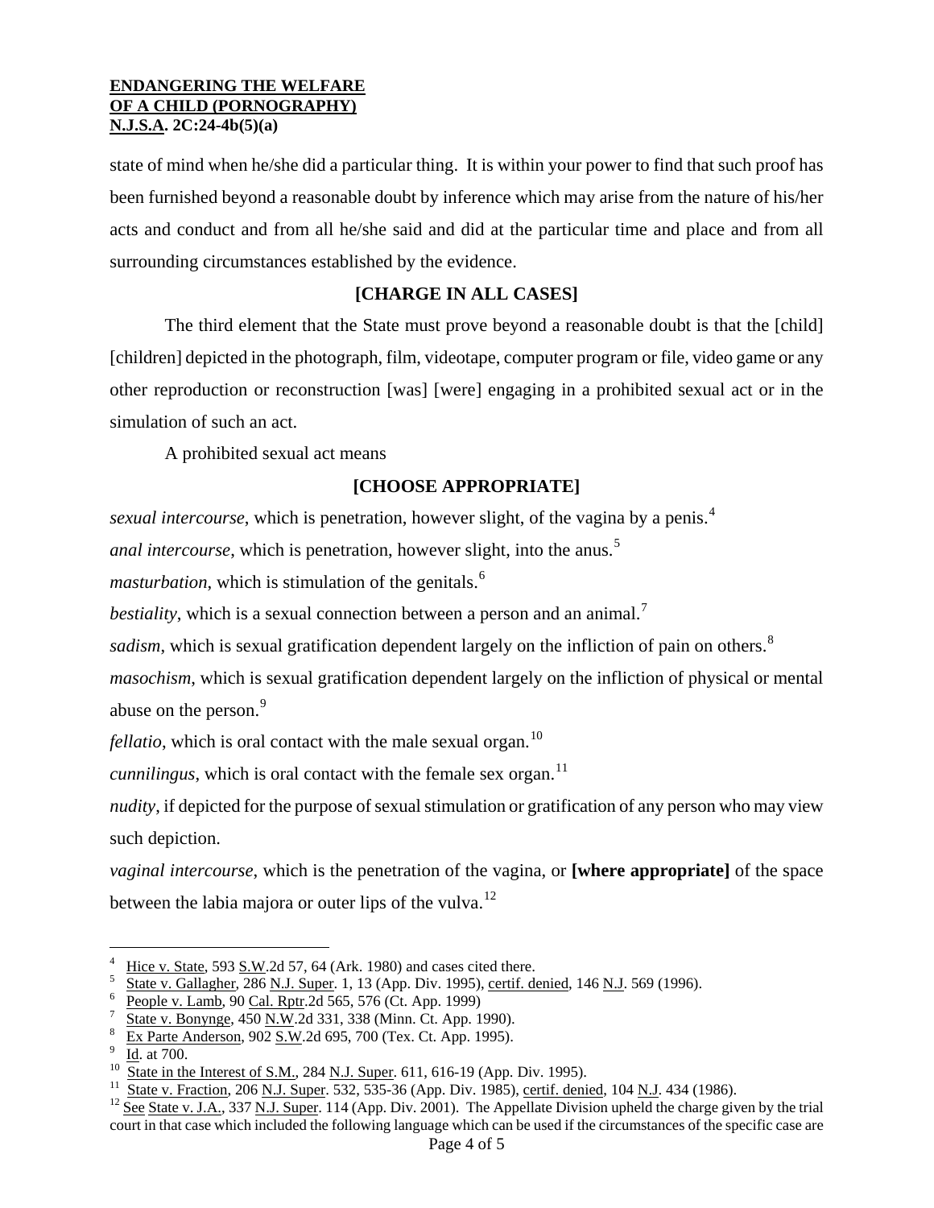state of mind when he/she did a particular thing. It is within your power to find that such proof has been furnished beyond a reasonable doubt by inference which may arise from the nature of his/her acts and conduct and from all he/she said and did at the particular time and place and from all surrounding circumstances established by the evidence.

**[CHARGE IN ALL CASES]**

The third element that the State must prove beyond a reasonable doubt is that the [child] [children] depicted in the photograph, film, videotape, computer program or file, video game or any other reproduction or reconstruction [was] [were] engaging in a prohibited sexual act or in the simulation of such an act.

A prohibited sexual act means

**[CHOOSE APPROPRIATE]**

*sexual intercourse*, which is penetration, however slight, of the vagina by a penis.[4]

*anal intercourse*, which is penetration, however slight, into the anus.[5]

*masturbation*, which is stimulation of the genitals.[6]

*bestiality*, which is a sexual connection between a person and an animal.[7]

*sadism*, which is sexual gratification dependent largely on the infliction of pain on others.[8]

*masochism*, which is sexual gratification dependent largely on the infliction of physical or mental abuse on the person.[9]

*fellatio*, which is oral contact with the male sexual organ.[10]

*cunnilingus*, which is oral contact with the female sex organ.[11]

*nudity*, if depicted for the purpose of sexual stimulation or gratification of any person who may view such depiction.

*vaginal intercourse*, which is the penetration of the vagina, or **[where appropriate]** of the space between the labia majora or outer lips of the vulva.[12]

---

[4] Hice v. State, 593 S.W.2d 57, 64 (Ark. 1980) and cases cited there.

[5] State v. Gallagher, 286 N.J. Super. 1, 13 (App. Div. 1995), certif. denied, 146 N.J. 569 (1996).

[6] People v. Lamb, 90 Cal. Rptr.2d 565, 576 (Ct. App. 1999)

[7] State v. Bonynge, 450 N.W.2d 331, 338 (Minn. Ct. App. 1990).

[8] Ex Parte Anderson, 902 S.W.2d 695, 700 (Tex. Ct. App. 1995).

[9] Id. at 700.

[10] State in the Interest of S.M., 284 N.J. Super. 611, 616-19 (App. Div. 1995).

[11] State v. Fraction, 206 N.J. Super. 532, 535-36 (App. Div. 1985), certif. denied, 104 N.J. 434 (1986).

[12] See State v. J.A., 337 N.J. Super. 114 (App. Div. 2001). The Appellate Division upheld the charge given by the trial court in that case which included the following language which can be used if the circumstances of the specific case are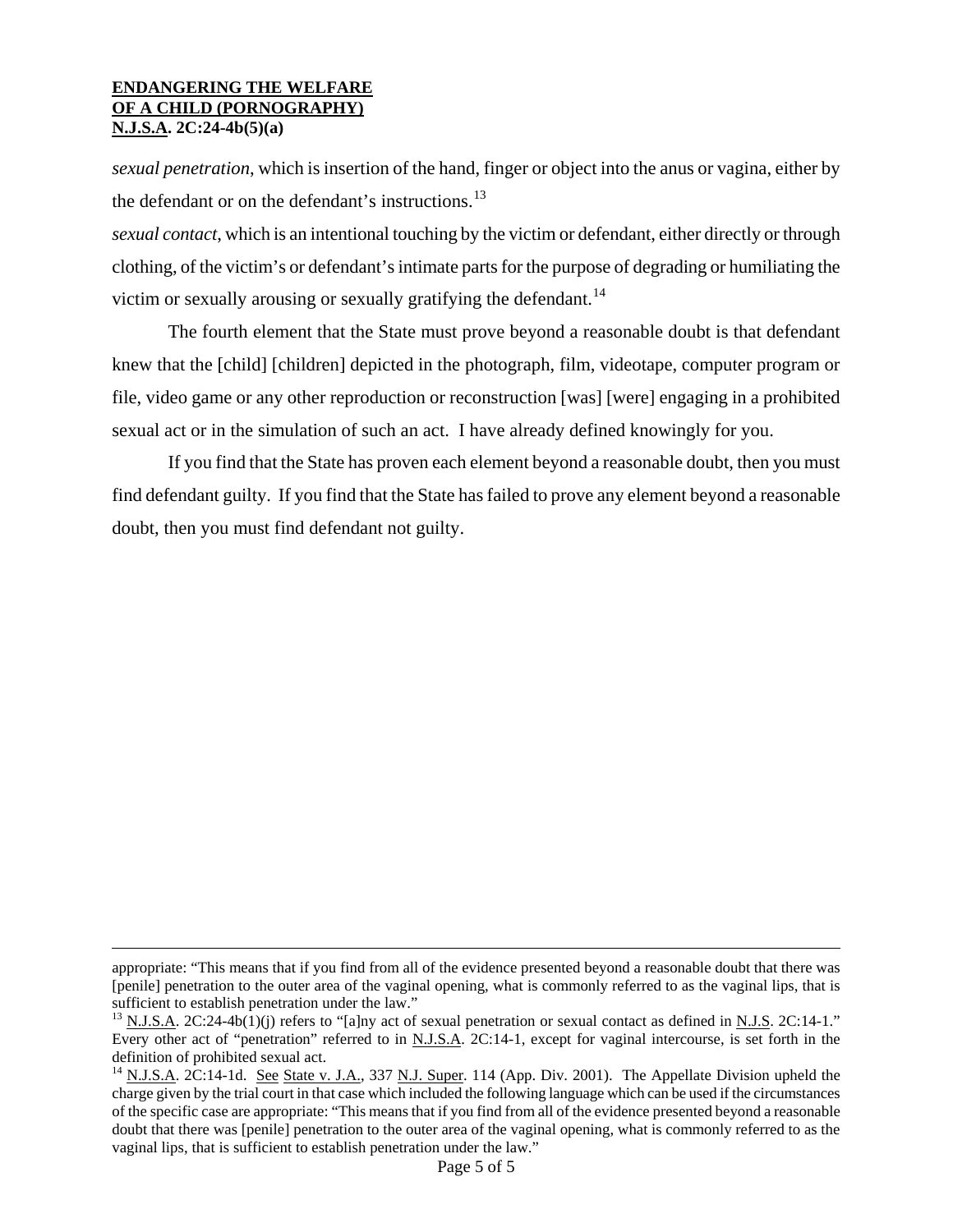**ENDANGERING THE WELFARE**
**OF A CHILD (PORNOGRAPHY)**
**N.J.S.A. 2C:24-4b(5)(a)**

*sexual penetration*, which is insertion of the hand, finger or object into the anus or vagina, either by the defendant or on the defendant's instructions.[13]

*sexual contact*, which is an intentional touching by the victim or defendant, either directly or through clothing, of the victim's or defendant's intimate parts for the purpose of degrading or humiliating the victim or sexually arousing or sexually gratifying the defendant.[14]

The fourth element that the State must prove beyond a reasonable doubt is that defendant knew that the [child] [children] depicted in the photograph, film, videotape, computer program or file, video game or any other reproduction or reconstruction [was] [were] engaging in a prohibited sexual act or in the simulation of such an act. I have already defined knowingly for you.

If you find that the State has proven each element beyond a reasonable doubt, then you must find defendant guilty. If you find that the State has failed to prove any element beyond a reasonable doubt, then you must find defendant not guilty.

---

appropriate: "This means that if you find from all of the evidence presented beyond a reasonable doubt that there was [penile] penetration to the outer area of the vaginal opening, what is commonly referred to as the vaginal lips, that is sufficient to establish penetration under the law."

[13] N.J.S.A. 2C:24-4b(1)(j) refers to "[a]ny act of sexual penetration or sexual contact as defined in N.J.S. 2C:14-1." Every other act of "penetration" referred to in N.J.S.A. 2C:14-1, except for vaginal intercourse, is set forth in the definition of prohibited sexual act.

[14] N.J.S.A. 2C:14-1d. See State v. J.A., 337 N.J. Super. 114 (App. Div. 2001). The Appellate Division upheld the charge given by the trial court in that case which included the following language which can be used if the circumstances of the specific case are appropriate: "This means that if you find from all of the evidence presented beyond a reasonable doubt that there was [penile] penetration to the outer area of the vaginal opening, what is commonly referred to as the vaginal lips, that is sufficient to establish penetration under the law."